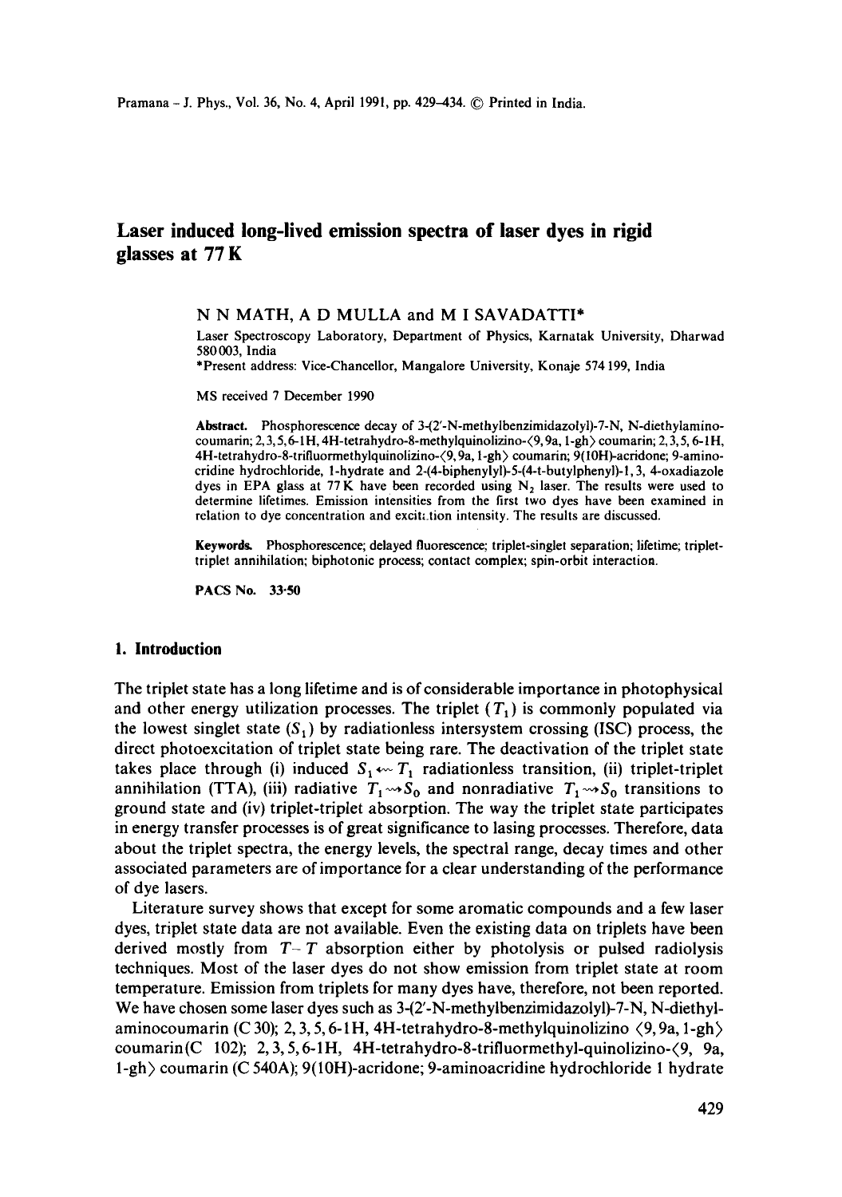# Laser induced long-lived emission spectra of laser dyes in rigid glasses at 77 K

N N MATH, A D MULLA and M I SAVADATTI*

Laser Spectroscopy Laboratory, Department of Physics, Karnatak University, Dharwad 580 003, India

*Present address: Vice-Chancellor, Mangalore University, Konaje 574 199, India

MS received 7 December 1990

**Abstract.** Phosphorescence decay of 3-(2'-N-methylbenzimidazolyl)-7-N, N-diethylaminocoumarin; 2,3,5,6-1H, 4H-tetrahydro-8-methylquinolizino-⟨9,9a,1-gh⟩ coumarin; 2,3,5,6-1H, 4H-tetrahydro-8-trifluormethylquinolizino-⟨9,9a,1-gh⟩ coumarin; 9(10H)-acridone; 9-aminocridine hydrochloride, 1-hydrate and 2-(4-biphenylyl)-5-(4-t-butylphenyl)-1,3,4-oxadiazole dyes in EPA glass at 77 K have been recorded using $N_2$ laser. The results were used to determine lifetimes. Emission intensities from the first two dyes have been examined in relation to dye concentration and excitation intensity. The results are discussed.

**Keywords.** Phosphorescence; delayed fluorescence; triplet-singlet separation; lifetime; triplet-triplet annihilation; biphotonic process; contact complex; spin-orbit interaction.

**PACS No.** 33·50

## 1. Introduction

The triplet state has a long lifetime and is of considerable importance in photophysical and other energy utilization processes. The triplet ($T_1$) is commonly populated via the lowest singlet state ($S_1$) by radiationless intersystem crossing (ISC) process, the direct photoexcitation of triplet state being rare. The deactivation of the triplet state takes place through (i) induced $S_1 \leftsquigarrow T_1$ radiationless transition, (ii) triplet-triplet annihilation (TTA), (iii) radiative $T_1 \rightsquigarrow S_0$ and nonradiative $T_1 \rightsquigarrow S_0$ transitions to ground state and (iv) triplet-triplet absorption. The way the triplet state participates in energy transfer processes is of great significance to lasing processes. Therefore, data about the triplet spectra, the energy levels, the spectral range, decay times and other associated parameters are of importance for a clear understanding of the performance of dye lasers.

Literature survey shows that except for some aromatic compounds and a few laser dyes, triplet state data are not available. Even the existing data on triplets have been derived mostly from $T-T$ absorption either by photolysis or pulsed radiolysis techniques. Most of the laser dyes do not show emission from triplet state at room temperature. Emission from triplets for many dyes have, therefore, not been reported. We have chosen some laser dyes such as 3-(2'-N-methylbenzimidazolyl)-7-N, N-diethylaminocoumarin (C 30); 2,3,5,6-1H, 4H-tetrahydro-8-methylquinolizino ⟨9,9a,1-gh⟩ coumarin (C 102); 2,3,5,6-1H, 4H-tetrahydro-8-trifluormethyl-quinolizino-⟨9, 9a, 1-gh⟩ coumarin (C 540A); 9(10H)-acridone; 9-aminoacridine hydrochloride 1 hydrate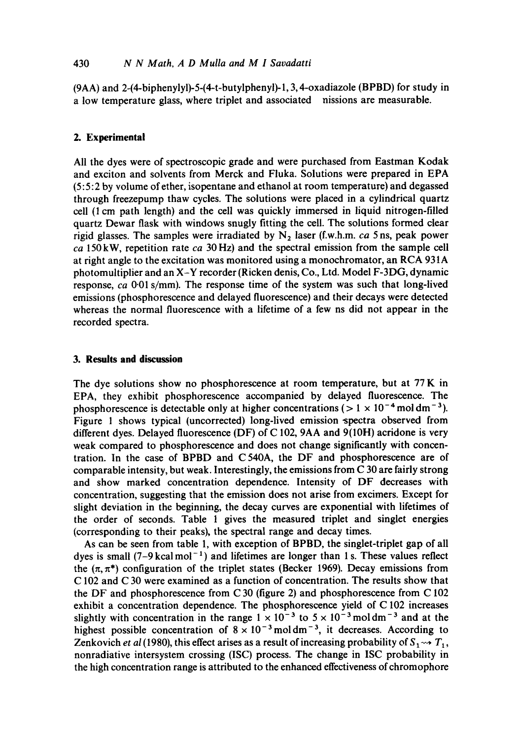(9AA) and 2-(4-biphenylyl)-5-(4-t-butylphenyl)-1, 3, 4-oxadiazole (BPBD) for study in a low temperature glass, where triplet and associated nissions are measurable.

## 2. Experimental

All the dyes were of spectroscopic grade and were purchased from Eastman Kodak and exciton and solvents from Merck and Fluka. Solutions were prepared in EPA (5:5:2 by volume of ether, isopentane and ethanol at room temperature) and degassed through freezepump thaw cycles. The solutions were placed in a cylindrical quartz cell (1 cm path length) and the cell was quickly immersed in liquid nitrogen-filled quartz Dewar flask with windows snugly fitting the cell. The solutions formed clear rigid glasses. The samples were irradiated by $N_2$ laser (f.w.h.m. *ca* 5 ns, peak power *ca* 150 kW, repetition rate *ca* 30 Hz) and the spectral emission from the sample cell at right angle to the excitation was monitored using a monochromator, an RCA 931A photomultiplier and an X–Y recorder (Ricken denis, Co., Ltd. Model F-3DG, dynamic response, *ca* 0·01 s/mm). The response time of the system was such that long-lived emissions (phosphorescence and delayed fluorescence) and their decays were detected whereas the normal fluorescence with a lifetime of a few ns did not appear in the recorded spectra.

## 3. Results and discussion

The dye solutions show no phosphorescence at room temperature, but at 77 K in EPA, they exhibit phosphorescence accompanied by delayed fluorescence. The phosphorescence is detectable only at higher concentrations ($> 1 \times 10^{-4}\,\mathrm{mol\,dm^{-3}}$). Figure 1 shows typical (uncorrected) long-lived emission spectra observed from different dyes. Delayed fluorescence (DF) of C 102, 9AA and 9(10H) acridone is very weak compared to phosphorescence and does not change significantly with concentration. In the case of BPBD and C 540A, the DF and phosphorescence are of comparable intensity, but weak. Interestingly, the emissions from C 30 are fairly strong and show marked concentration dependence. Intensity of DF decreases with concentration, suggesting that the emission does not arise from excimers. Except for slight deviation in the beginning, the decay curves are exponential with lifetimes of the order of seconds. Table 1 gives the measured triplet and singlet energies (corresponding to their peaks), the spectral range and decay times.

As can be seen from table 1, with exception of BPBD, the singlet-triplet gap of all dyes is small (7–9 $\mathrm{kcal\,mol^{-1}}$) and lifetimes are longer than 1 s. These values reflect the $(\pi, \pi^*)$ configuration of the triplet states (Becker 1969). Decay emissions from C 102 and C 30 were examined as a function of concentration. The results show that the DF and phosphorescence from C 30 (figure 2) and phosphorescence from C 102 exhibit a concentration dependence. The phosphorescence yield of C 102 increases slightly with concentration in the range $1 \times 10^{-3}$ to $5 \times 10^{-3}\,\mathrm{mol\,dm^{-3}}$ and at the highest possible concentration of $8 \times 10^{-3}\,\mathrm{mol\,dm^{-3}}$, it decreases. According to Zenkovich *et al* (1980), this effect arises as a result of increasing probability of $S_1 \rightsquigarrow T_1$, nonradiative intersystem crossing (ISC) process. The change in ISC probability in the high concentration range is attributed to the enhanced effectiveness of chromophore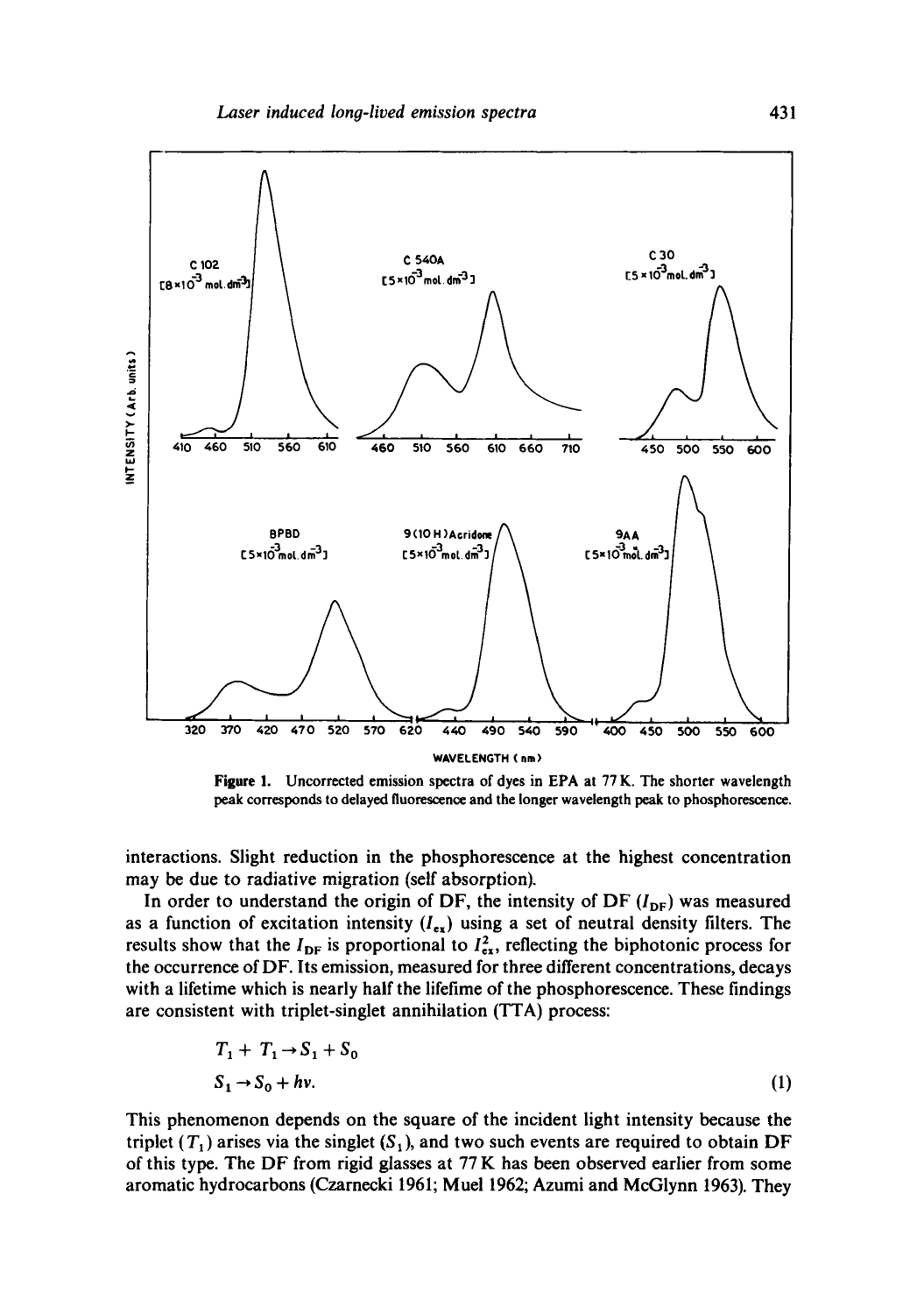**Figure 1.** Uncorrected emission spectra of dyes in EPA at 77 K. The shorter wavelength peak corresponds to delayed fluorescence and the longer wavelength peak to phosphorescence.

interactions. Slight reduction in the phosphorescence at the highest concentration may be due to radiative migration (self absorption).

In order to understand the origin of DF, the intensity of DF ($I_{DF}$) was measured as a function of excitation intensity ($I_{ex}$) using a set of neutral density filters. The results show that the $I_{DF}$ is proportional to $I_{ex}^2$, reflecting the biphotonic process for the occurrence of DF. Its emission, measured for three different concentrations, decays with a lifetime which is nearly half the lifetime of the phosphorescence. These findings are consistent with triplet-singlet annihilation (TTA) process:

$$T_1 + T_1 \rightarrow S_1 + S_0$$
$$S_1 \rightarrow S_0 + h\nu. \tag{1}$$

This phenomenon depends on the square of the incident light intensity because the triplet ($T_1$) arises via the singlet ($S_1$), and two such events are required to obtain DF of this type. The DF from rigid glasses at 77 K has been observed earlier from some aromatic hydrocarbons (Czarnecki 1961; Muel 1962; Azumi and McGlynn 1963). They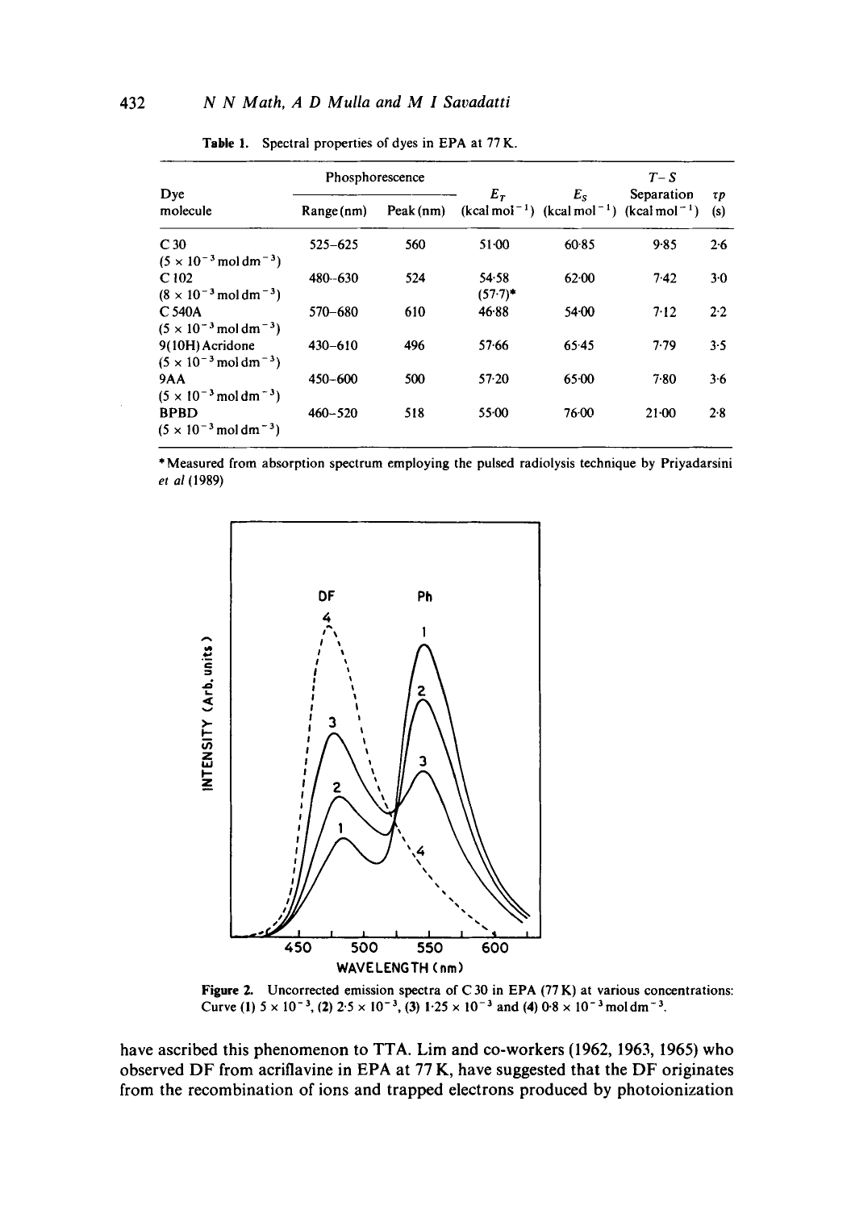**Table 1.** Spectral properties of dyes in EPA at 77 K.

| Dye molecule | Phosphorescence Range (nm) | Phosphorescence Peak (nm) | $E_T$ (kcal mol$^{-1}$) | $E_S$ (kcal mol$^{-1}$) | $T$–$S$ Separation (kcal mol$^{-1}$) | $\tau p$ (s) |
|---|---|---|---|---|---|---|
| C 30 ($5 \times 10^{-3}$ mol dm$^{-3}$) | 525–625 | 560 | 51·00 | 60·85 | 9·85 | 2·6 |
| C 102 ($8 \times 10^{-3}$ mol dm$^{-3}$) | 480–630 | 524 | 54·58 (57·7)* | 62·00 | 7·42 | 3·0 |
| C 540A ($5 \times 10^{-3}$ mol dm$^{-3}$) | 570–680 | 610 | 46·88 | 54·00 | 7·12 | 2·2 |
| 9(10H) Acridone ($5 \times 10^{-3}$ mol dm$^{-3}$) | 430–610 | 496 | 57·66 | 65·45 | 7·79 | 3·5 |
| 9AA ($5 \times 10^{-3}$ mol dm$^{-3}$) | 450–600 | 500 | 57·20 | 65·00 | 7·80 | 3·6 |
| BPBD ($5 \times 10^{-3}$ mol dm$^{-3}$) | 460–520 | 518 | 55·00 | 76·00 | 21·00 | 2·8 |

*Measured from absorption spectrum employing the pulsed radiolysis technique by Priyadarsini *et al* (1989)

**Figure 2.** Uncorrected emission spectra of C 30 in EPA (77 K) at various concentrations: Curve (1) $5 \times 10^{-3}$, (2) $2·5 \times 10^{-3}$, (3) $1·25 \times 10^{-3}$ and (4) $0·8 \times 10^{-3}$ mol dm$^{-3}$.

have ascribed this phenomenon to TTA. Lim and co-workers (1962, 1963, 1965) who observed DF from acriflavine in EPA at 77 K, have suggested that the DF originates from the recombination of ions and trapped electrons produced by photoionization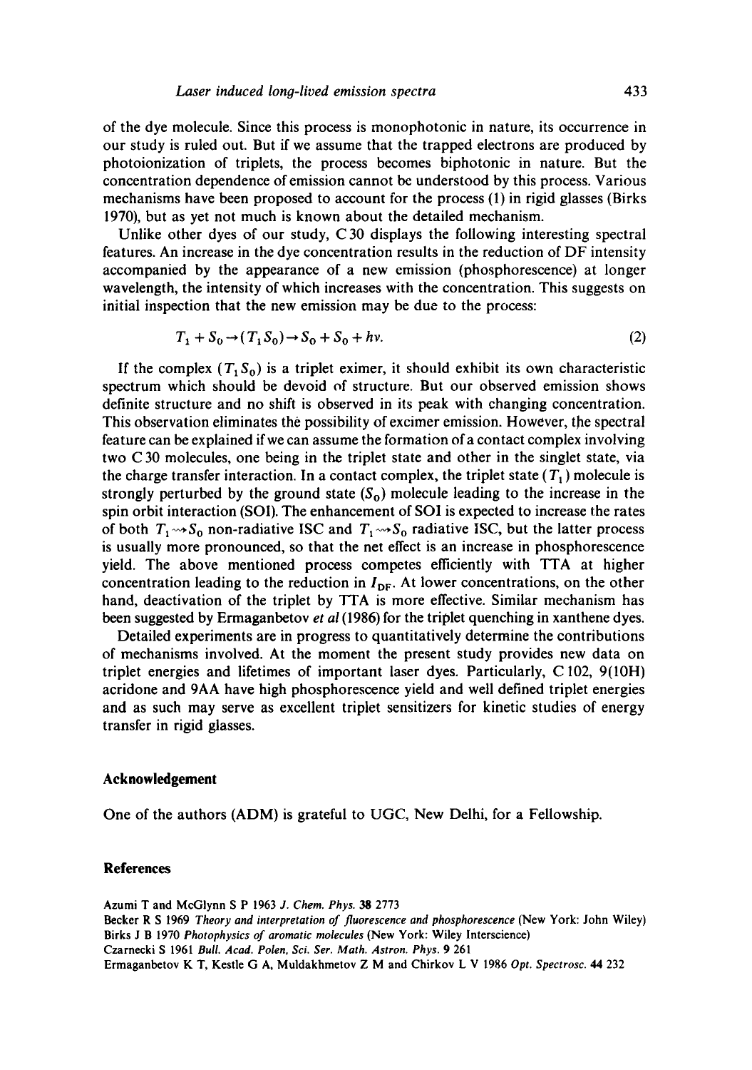of the dye molecule. Since this process is monophotonic in nature, its occurrence in our study is ruled out. But if we assume that the trapped electrons are produced by photoionization of triplets, the process becomes biphotonic in nature. But the concentration dependence of emission cannot be understood by this process. Various mechanisms have been proposed to account for the process (1) in rigid glasses (Birks 1970), but as yet not much is known about the detailed mechanism.

Unlike other dyes of our study, C 30 displays the following interesting spectral features. An increase in the dye concentration results in the reduction of DF intensity accompanied by the appearance of a new emission (phosphorescence) at longer wavelength, the intensity of which increases with the concentration. This suggests on initial inspection that the new emission may be due to the process:

$$T_1 + S_0 \rightarrow (T_1 S_0) \rightarrow S_0 + S_0 + h\nu. \tag{2}$$

If the complex $(T_1 S_0)$ is a triplet eximer, it should exhibit its own characteristic spectrum which should be devoid of structure. But our observed emission shows definite structure and no shift is observed in its peak with changing concentration. This observation eliminates the possibility of excimer emission. However, the spectral feature can be explained if we can assume the formation of a contact complex involving two C 30 molecules, one being in the triplet state and other in the singlet state, via the charge transfer interaction. In a contact complex, the triplet state $(T_1)$ molecule is strongly perturbed by the ground state $(S_0)$ molecule leading to the increase in the spin orbit interaction (SOI). The enhancement of SOI is expected to increase the rates of both $T_1 \rightsquigarrow S_0$ non-radiative ISC and $T_1 \rightsquigarrow S_0$ radiative ISC, but the latter process is usually more pronounced, so that the net effect is an increase in phosphorescence yield. The above mentioned process competes efficiently with TTA at higher concentration leading to the reduction in $I_{DF}$. At lower concentrations, on the other hand, deactivation of the triplet by TTA is more effective. Similar mechanism has been suggested by Ermaganbetov *et al* (1986) for the triplet quenching in xanthene dyes.

Detailed experiments are in progress to quantitatively determine the contributions of mechanisms involved. At the moment the present study provides new data on triplet energies and lifetimes of important laser dyes. Particularly, C 102, 9(10H) acridone and 9AA have high phosphorescence yield and well defined triplet energies and as such may serve as excellent triplet sensitizers for kinetic studies of energy transfer in rigid glasses.

## Acknowledgement

One of the authors (ADM) is grateful to UGC, New Delhi, for a Fellowship.

## References

Azumi T and McGlynn S P 1963 *J. Chem. Phys.* **38** 2773

Becker R S 1969 *Theory and interpretation of fluorescence and phosphorescence* (New York: John Wiley)

Birks J B 1970 *Photophysics of aromatic molecules* (New York: Wiley Interscience)

Czarnecki S 1961 *Bull. Acad. Polen, Sci. Ser. Math. Astron. Phys.* **9** 261

Ermaganbetov K T, Kestle G A, Muldakhmetov Z M and Chirkov L V 1986 *Opt. Spectrosc.* **44** 232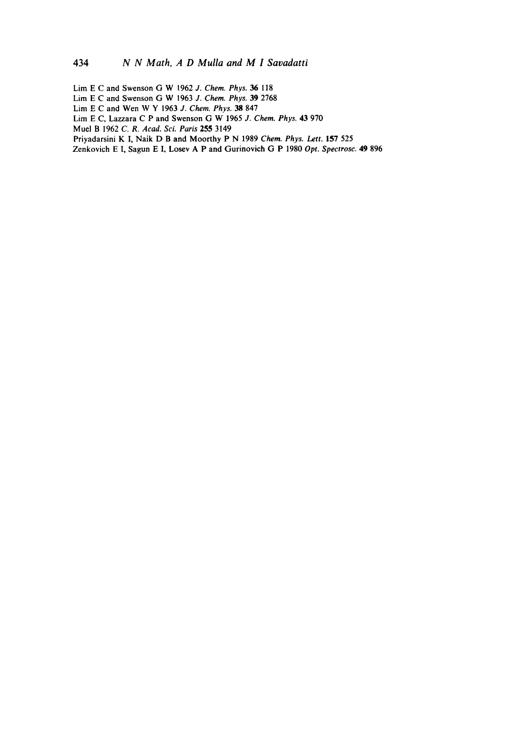Lim E C and Swenson G W 1962 *J. Chem. Phys.* **36** 118

Lim E C and Swenson G W 1963 *J. Chem. Phys.* **39** 2768

Lim E C and Wen W Y 1963 *J. Chem. Phys.* **38** 847

Lim E C, Lazzara C P and Swenson G W 1965 *J. Chem. Phys.* **43** 970

Muel B 1962 *C. R. Acad. Sci. Paris* **255** 3149

Priyadarsini K I, Naik D B and Moorthy P N 1989 *Chem. Phys. Lett.* **157** 525

Zenkovich E I, Sagun E I, Losev A P and Gurinovich G P 1980 *Opt. Spectrosc.* **49** 896